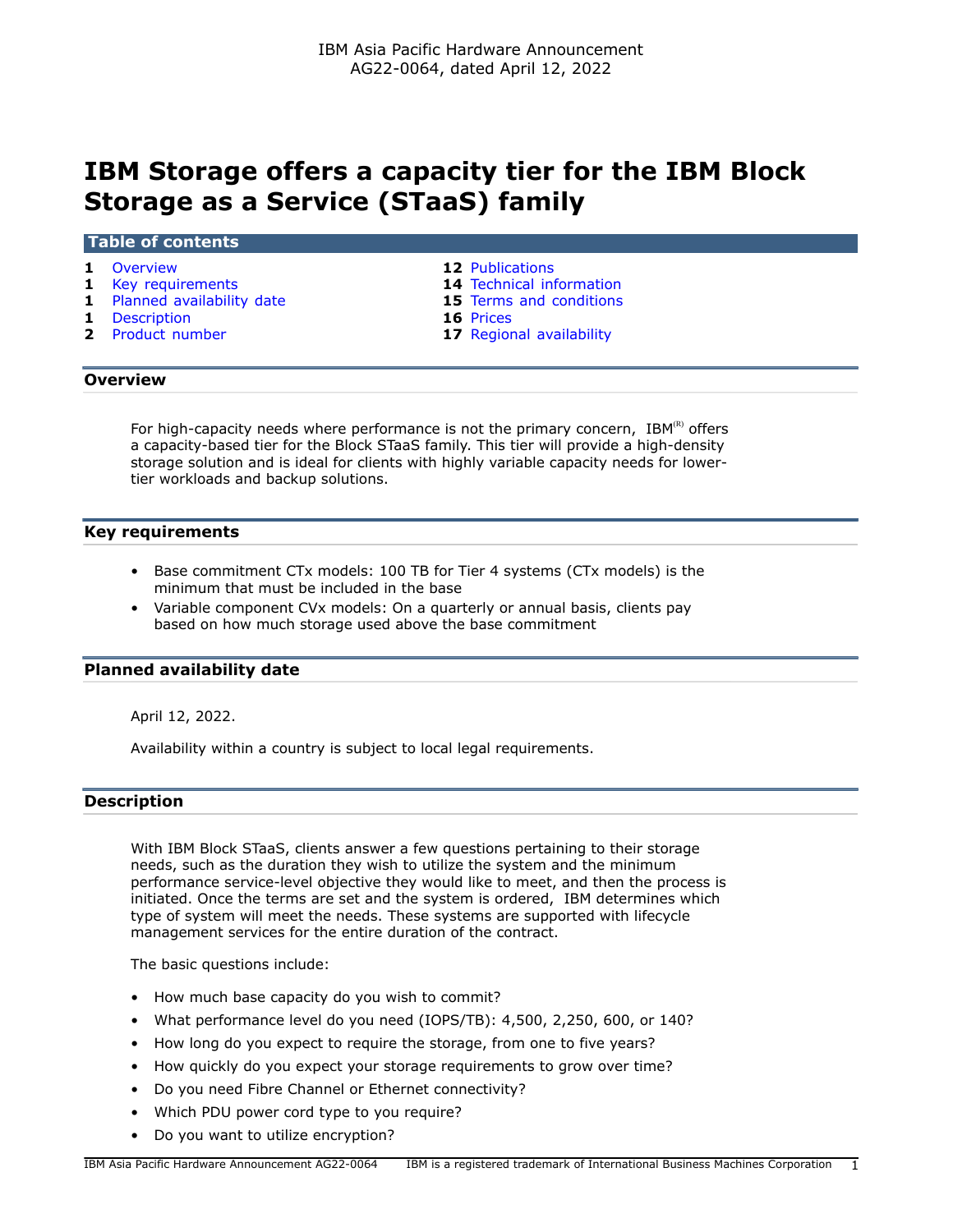IBM Asia Pacific Hardware Announcement
AG22-0064, dated April 12, 2022

# IBM Storage offers a capacity tier for the IBM Block Storage as a Service (STaaS) family

## Table of contents

| | | | |
|---|---|---|---|
| 1 | Overview | 12 | Publications |
| 1 | Key requirements | 14 | Technical information |
| 1 | Planned availability date | 15 | Terms and conditions |
| 1 | Description | 16 | Prices |
| 2 | Product number | 17 | Regional availability |

## Overview

For high-capacity needs where performance is not the primary concern, IBM(R) offers a capacity-based tier for the Block STaaS family. This tier will provide a high-density storage solution and is ideal for clients with highly variable capacity needs for lower-tier workloads and backup solutions.

## Key requirements

- Base commitment CTx models: 100 TB for Tier 4 systems (CTx models) is the minimum that must be included in the base
- Variable component CVx models: On a quarterly or annual basis, clients pay based on how much storage used above the base commitment

## Planned availability date

April 12, 2022.

Availability within a country is subject to local legal requirements.

## Description

With IBM Block STaaS, clients answer a few questions pertaining to their storage needs, such as the duration they wish to utilize the system and the minimum performance service-level objective they would like to meet, and then the process is initiated. Once the terms are set and the system is ordered, IBM determines which type of system will meet the needs. These systems are supported with lifecycle management services for the entire duration of the contract.

The basic questions include:

- How much base capacity do you wish to commit?
- What performance level do you need (IOPS/TB): 4,500, 2,250, 600, or 140?
- How long do you expect to require the storage, from one to five years?
- How quickly do you expect your storage requirements to grow over time?
- Do you need Fibre Channel or Ethernet connectivity?
- Which PDU power cord type to you require?
- Do you want to utilize encryption?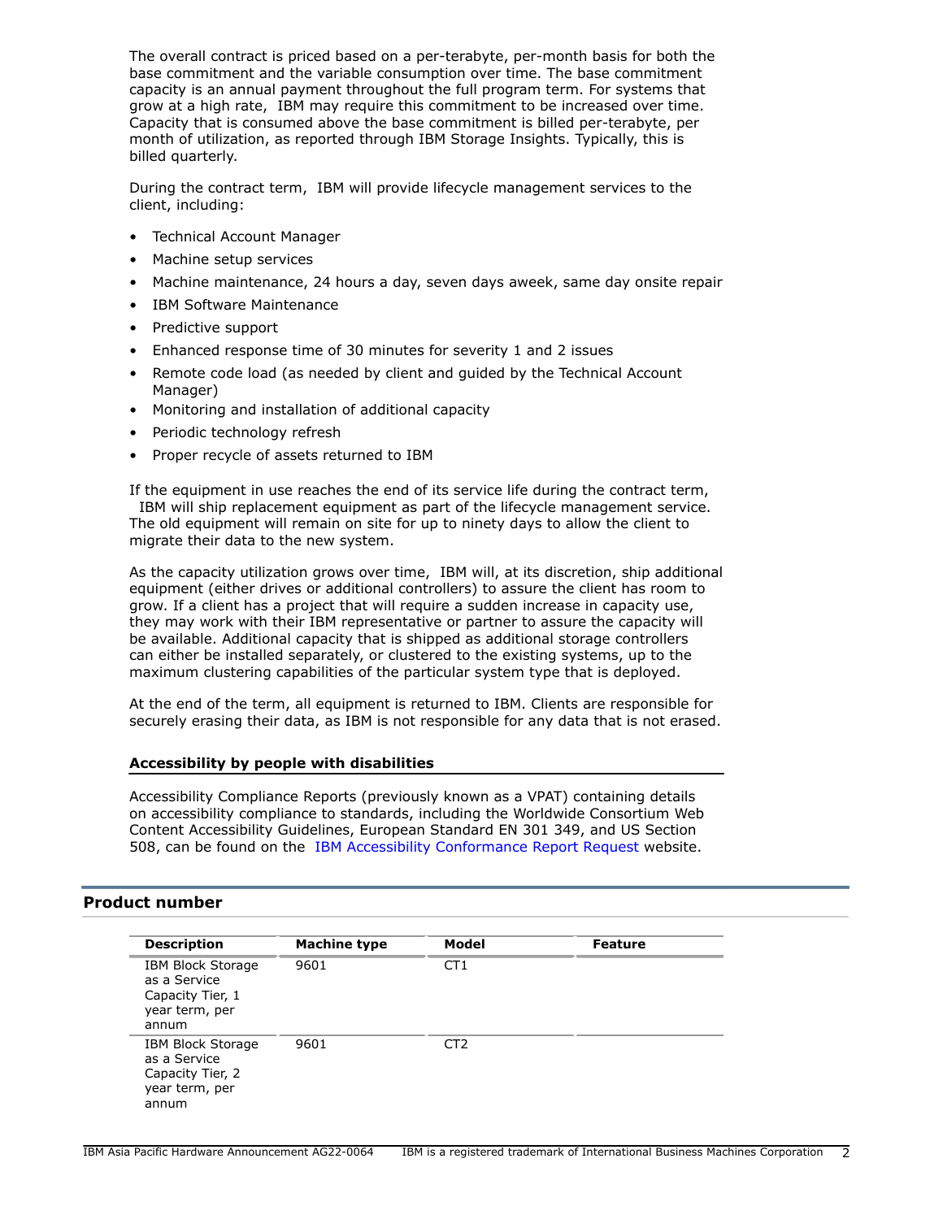The overall contract is priced based on a per-terabyte, per-month basis for both the base commitment and the variable consumption over time. The base commitment capacity is an annual payment throughout the full program term. For systems that grow at a high rate, IBM may require this commitment to be increased over time. Capacity that is consumed above the base commitment is billed per-terabyte, per month of utilization, as reported through IBM Storage Insights. Typically, this is billed quarterly.

During the contract term, IBM will provide lifecycle management services to the client, including:

- Technical Account Manager
- Machine setup services
- Machine maintenance, 24 hours a day, seven days aweek, same day onsite repair
- IBM Software Maintenance
- Predictive support
- Enhanced response time of 30 minutes for severity 1 and 2 issues
- Remote code load (as needed by client and guided by the Technical Account Manager)
- Monitoring and installation of additional capacity
- Periodic technology refresh
- Proper recycle of assets returned to IBM

If the equipment in use reaches the end of its service life during the contract term, IBM will ship replacement equipment as part of the lifecycle management service. The old equipment will remain on site for up to ninety days to allow the client to migrate their data to the new system.

As the capacity utilization grows over time, IBM will, at its discretion, ship additional equipment (either drives or additional controllers) to assure the client has room to grow. If a client has a project that will require a sudden increase in capacity use, they may work with their IBM representative or partner to assure the capacity will be available. Additional capacity that is shipped as additional storage controllers can either be installed separately, or clustered to the existing systems, up to the maximum clustering capabilities of the particular system type that is deployed.

At the end of the term, all equipment is returned to IBM. Clients are responsible for securely erasing their data, as IBM is not responsible for any data that is not erased.

### Accessibility by people with disabilities

Accessibility Compliance Reports (previously known as a VPAT) containing details on accessibility compliance to standards, including the Worldwide Consortium Web Content Accessibility Guidelines, European Standard EN 301 349, and US Section 508, can be found on the IBM Accessibility Conformance Report Request website.

## Product number

| Description | Machine type | Model | Feature |
|---|---|---|---|
| IBM Block Storage as a Service Capacity Tier, 1 year term, per annum | 9601 | CT1 | |
| IBM Block Storage as a Service Capacity Tier, 2 year term, per annum | 9601 | CT2 | |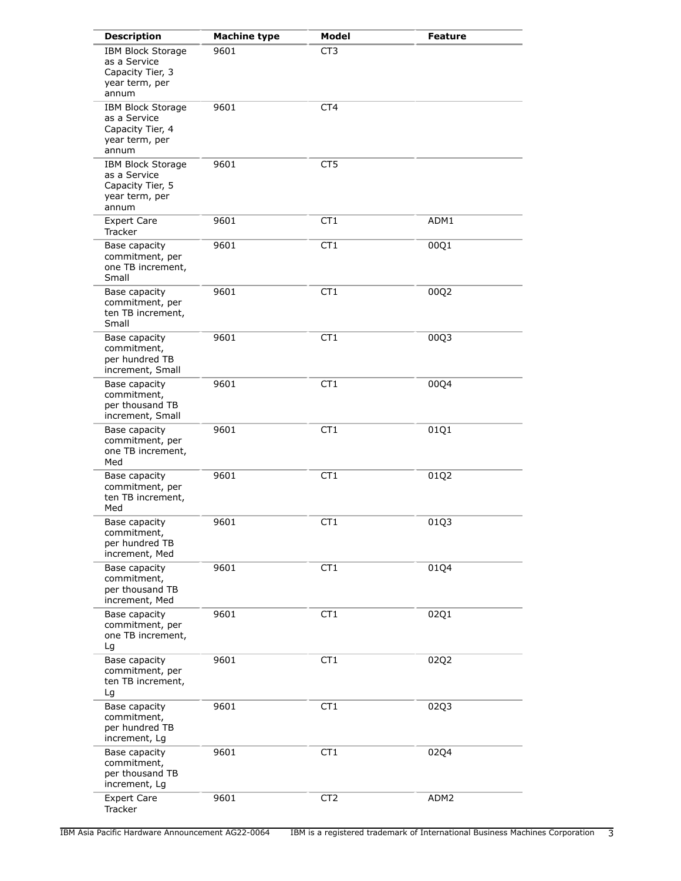| Description | Machine type | Model | Feature |
| --- | --- | --- | --- |
| IBM Block Storage as a Service Capacity Tier, 3 year term, per annum | 9601 | CT3 | |
| IBM Block Storage as a Service Capacity Tier, 4 year term, per annum | 9601 | CT4 | |
| IBM Block Storage as a Service Capacity Tier, 5 year term, per annum | 9601 | CT5 | |
| Expert Care Tracker | 9601 | CT1 | ADM1 |
| Base capacity commitment, per one TB increment, Small | 9601 | CT1 | 00Q1 |
| Base capacity commitment, per ten TB increment, Small | 9601 | CT1 | 00Q2 |
| Base capacity commitment, per hundred TB increment, Small | 9601 | CT1 | 00Q3 |
| Base capacity commitment, per thousand TB increment, Small | 9601 | CT1 | 00Q4 |
| Base capacity commitment, per one TB increment, Med | 9601 | CT1 | 01Q1 |
| Base capacity commitment, per ten TB increment, Med | 9601 | CT1 | 01Q2 |
| Base capacity commitment, per hundred TB increment, Med | 9601 | CT1 | 01Q3 |
| Base capacity commitment, per thousand TB increment, Med | 9601 | CT1 | 01Q4 |
| Base capacity commitment, per one TB increment, Lg | 9601 | CT1 | 02Q1 |
| Base capacity commitment, per ten TB increment, Lg | 9601 | CT1 | 02Q2 |
| Base capacity commitment, per hundred TB increment, Lg | 9601 | CT1 | 02Q3 |
| Base capacity commitment, per thousand TB increment, Lg | 9601 | CT1 | 02Q4 |
| Expert Care Tracker | 9601 | CT2 | ADM2 |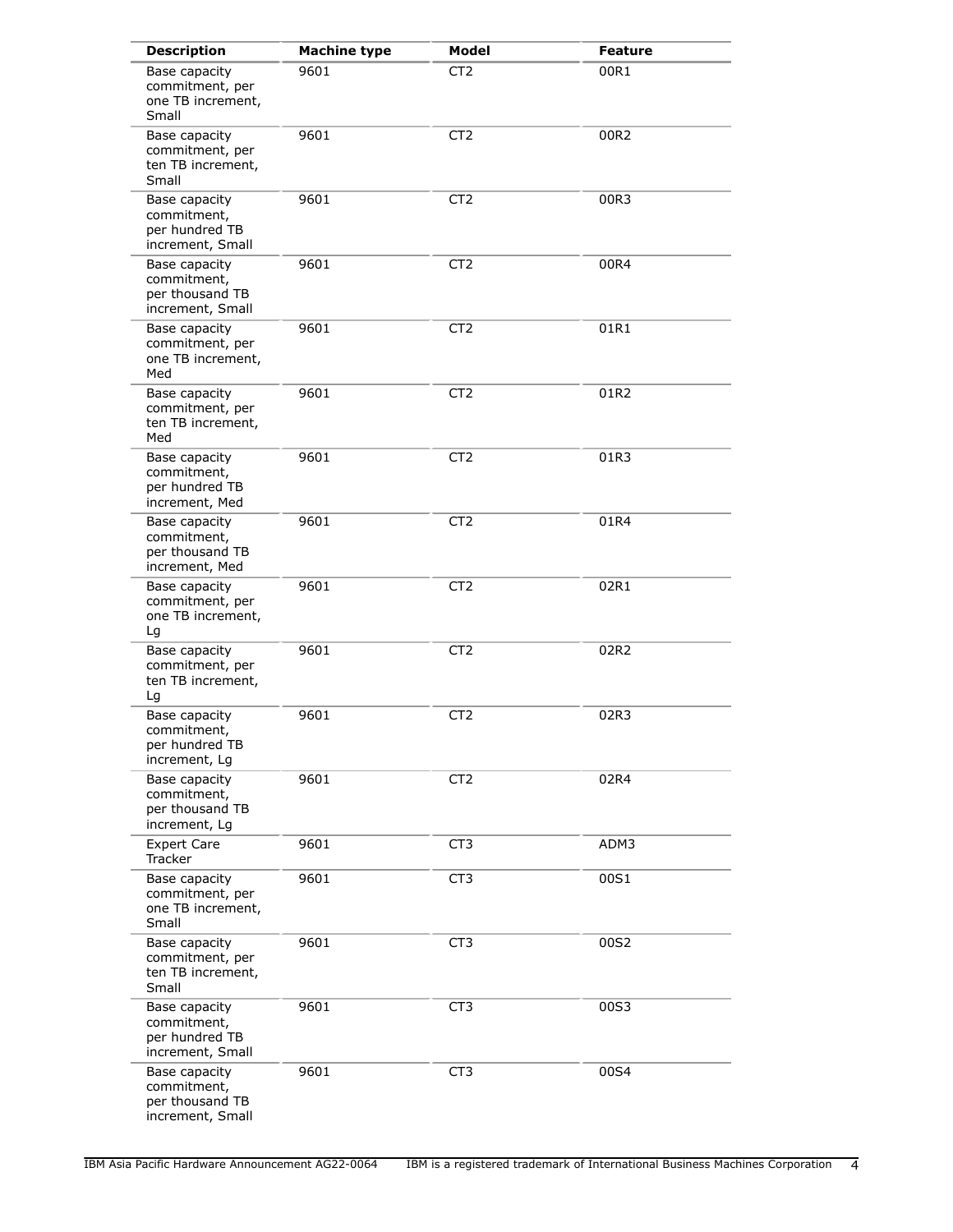| Description | Machine type | Model | Feature |
| --- | --- | --- | --- |
| Base capacity commitment, per one TB increment, Small | 9601 | CT2 | 00R1 |
| Base capacity commitment, per ten TB increment, Small | 9601 | CT2 | 00R2 |
| Base capacity commitment, per hundred TB increment, Small | 9601 | CT2 | 00R3 |
| Base capacity commitment, per thousand TB increment, Small | 9601 | CT2 | 00R4 |
| Base capacity commitment, per one TB increment, Med | 9601 | CT2 | 01R1 |
| Base capacity commitment, per ten TB increment, Med | 9601 | CT2 | 01R2 |
| Base capacity commitment, per hundred TB increment, Med | 9601 | CT2 | 01R3 |
| Base capacity commitment, per thousand TB increment, Med | 9601 | CT2 | 01R4 |
| Base capacity commitment, per one TB increment, Lg | 9601 | CT2 | 02R1 |
| Base capacity commitment, per ten TB increment, Lg | 9601 | CT2 | 02R2 |
| Base capacity commitment, per hundred TB increment, Lg | 9601 | CT2 | 02R3 |
| Base capacity commitment, per thousand TB increment, Lg | 9601 | CT2 | 02R4 |
| Expert Care Tracker | 9601 | CT3 | ADM3 |
| Base capacity commitment, per one TB increment, Small | 9601 | CT3 | 00S1 |
| Base capacity commitment, per ten TB increment, Small | 9601 | CT3 | 00S2 |
| Base capacity commitment, per hundred TB increment, Small | 9601 | CT3 | 00S3 |
| Base capacity commitment, per thousand TB increment, Small | 9601 | CT3 | 00S4 |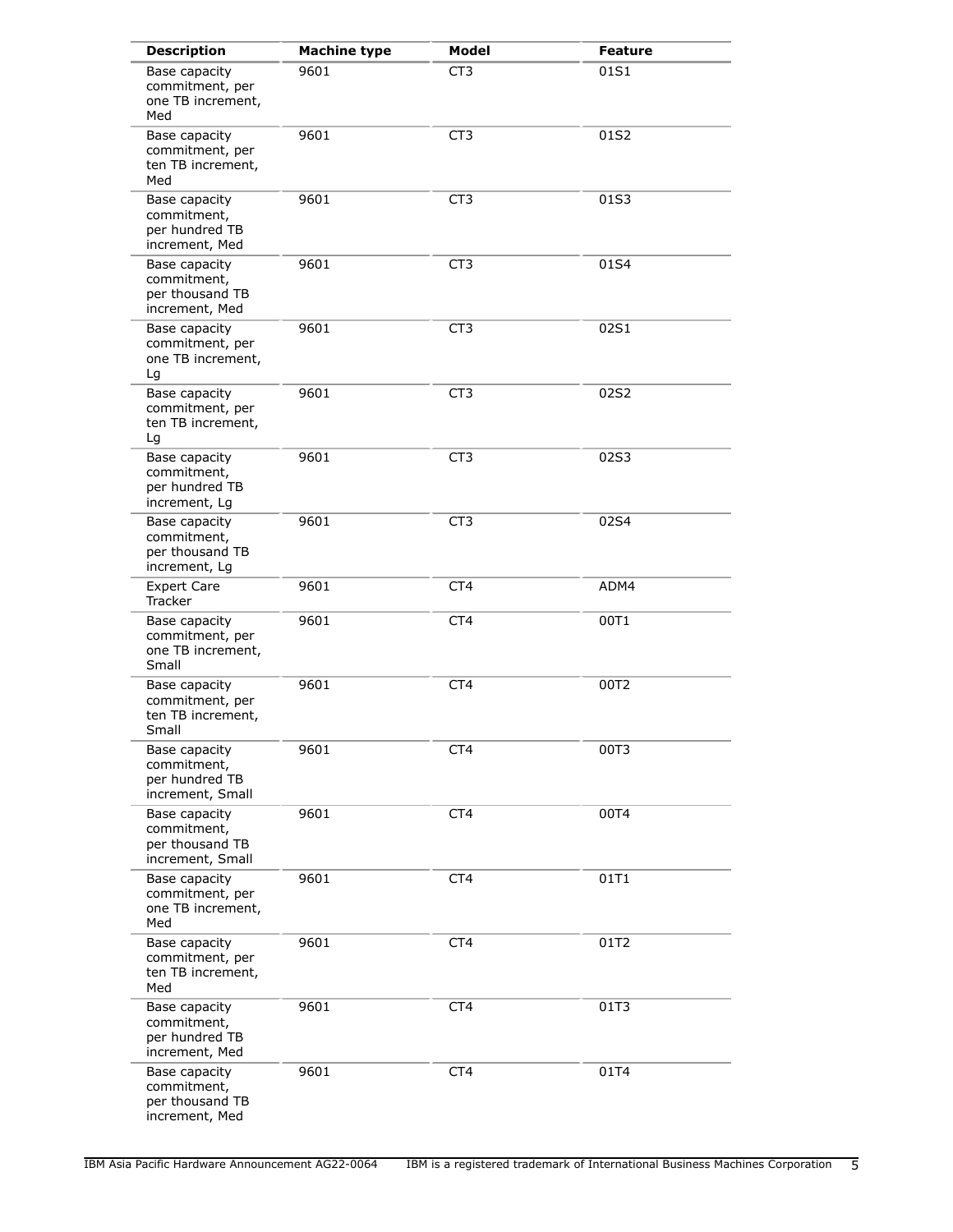| Description | Machine type | Model | Feature |
|---|---|---|---|
| Base capacity commitment, per one TB increment, Med | 9601 | CT3 | 01S1 |
| Base capacity commitment, per ten TB increment, Med | 9601 | CT3 | 01S2 |
| Base capacity commitment, per hundred TB increment, Med | 9601 | CT3 | 01S3 |
| Base capacity commitment, per thousand TB increment, Med | 9601 | CT3 | 01S4 |
| Base capacity commitment, per one TB increment, Lg | 9601 | CT3 | 02S1 |
| Base capacity commitment, per ten TB increment, Lg | 9601 | CT3 | 02S2 |
| Base capacity commitment, per hundred TB increment, Lg | 9601 | CT3 | 02S3 |
| Base capacity commitment, per thousand TB increment, Lg | 9601 | CT3 | 02S4 |
| Expert Care Tracker | 9601 | CT4 | ADM4 |
| Base capacity commitment, per one TB increment, Small | 9601 | CT4 | 00T1 |
| Base capacity commitment, per ten TB increment, Small | 9601 | CT4 | 00T2 |
| Base capacity commitment, per hundred TB increment, Small | 9601 | CT4 | 00T3 |
| Base capacity commitment, per thousand TB increment, Small | 9601 | CT4 | 00T4 |
| Base capacity commitment, per one TB increment, Med | 9601 | CT4 | 01T1 |
| Base capacity commitment, per ten TB increment, Med | 9601 | CT4 | 01T2 |
| Base capacity commitment, per hundred TB increment, Med | 9601 | CT4 | 01T3 |
| Base capacity commitment, per thousand TB increment, Med | 9601 | CT4 | 01T4 |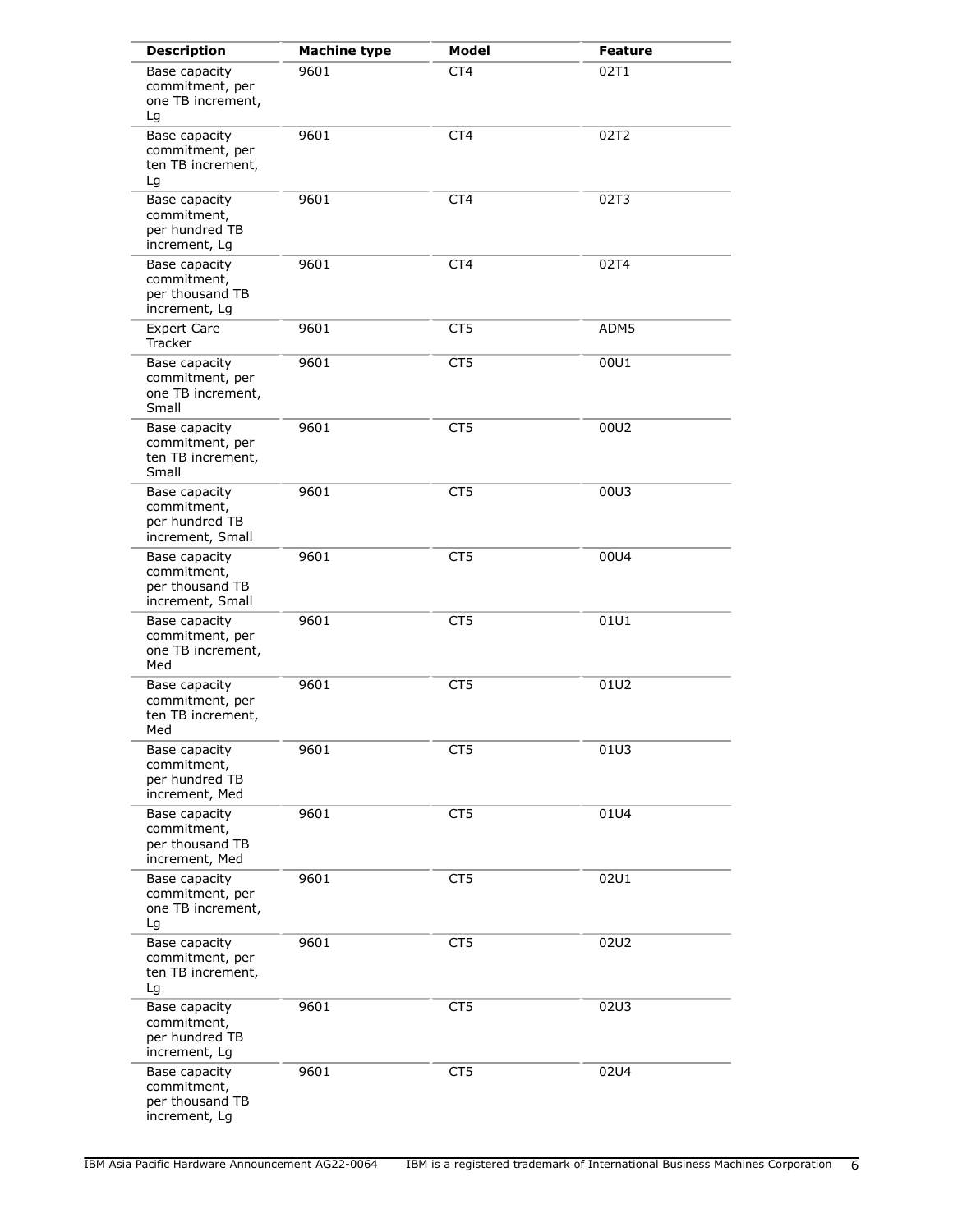| Description | Machine type | Model | Feature |
| --- | --- | --- | --- |
| Base capacity commitment, per one TB increment, Lg | 9601 | CT4 | 02T1 |
| Base capacity commitment, per ten TB increment, Lg | 9601 | CT4 | 02T2 |
| Base capacity commitment, per hundred TB increment, Lg | 9601 | CT4 | 02T3 |
| Base capacity commitment, per thousand TB increment, Lg | 9601 | CT4 | 02T4 |
| Expert Care Tracker | 9601 | CT5 | ADM5 |
| Base capacity commitment, per one TB increment, Small | 9601 | CT5 | 00U1 |
| Base capacity commitment, per ten TB increment, Small | 9601 | CT5 | 00U2 |
| Base capacity commitment, per hundred TB increment, Small | 9601 | CT5 | 00U3 |
| Base capacity commitment, per thousand TB increment, Small | 9601 | CT5 | 00U4 |
| Base capacity commitment, per one TB increment, Med | 9601 | CT5 | 01U1 |
| Base capacity commitment, per ten TB increment, Med | 9601 | CT5 | 01U2 |
| Base capacity commitment, per hundred TB increment, Med | 9601 | CT5 | 01U3 |
| Base capacity commitment, per thousand TB increment, Med | 9601 | CT5 | 01U4 |
| Base capacity commitment, per one TB increment, Lg | 9601 | CT5 | 02U1 |
| Base capacity commitment, per ten TB increment, Lg | 9601 | CT5 | 02U2 |
| Base capacity commitment, per hundred TB increment, Lg | 9601 | CT5 | 02U3 |
| Base capacity commitment, per thousand TB increment, Lg | 9601 | CT5 | 02U4 |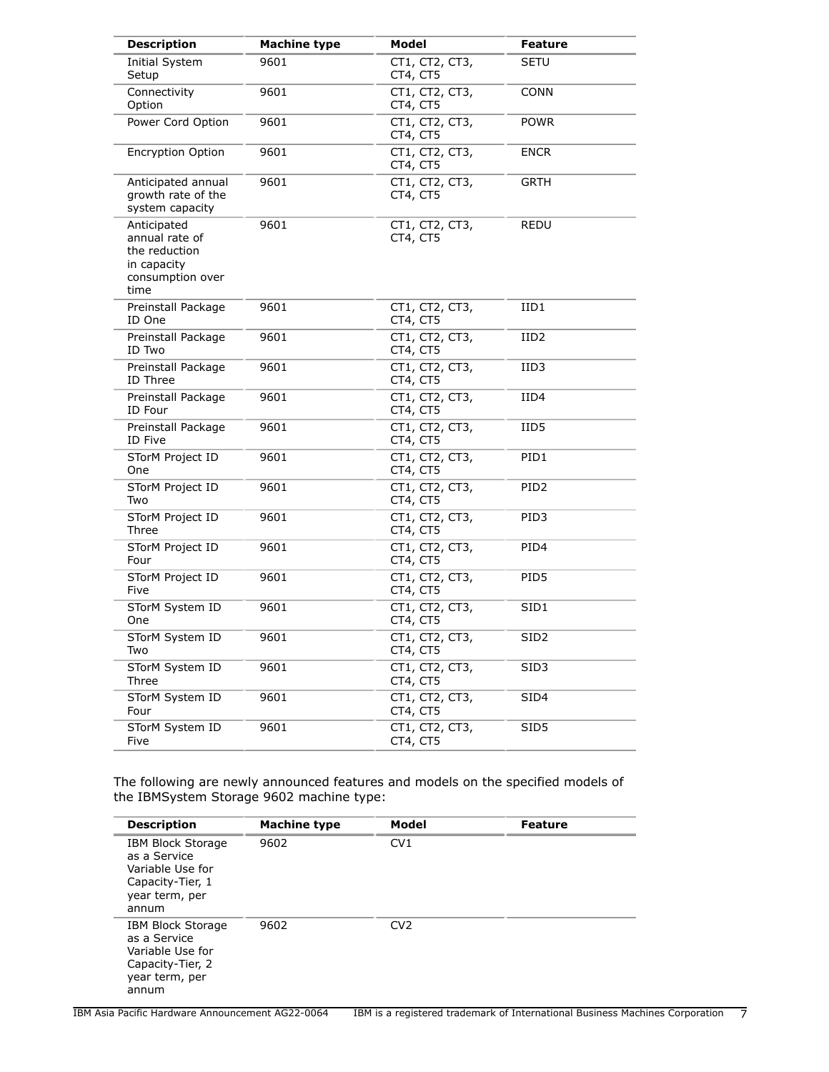| Description | Machine type | Model | Feature |
| --- | --- | --- | --- |
| Initial System Setup | 9601 | CT1, CT2, CT3, CT4, CT5 | SETU |
| Connectivity Option | 9601 | CT1, CT2, CT3, CT4, CT5 | CONN |
| Power Cord Option | 9601 | CT1, CT2, CT3, CT4, CT5 | POWR |
| Encryption Option | 9601 | CT1, CT2, CT3, CT4, CT5 | ENCR |
| Anticipated annual growth rate of the system capacity | 9601 | CT1, CT2, CT3, CT4, CT5 | GRTH |
| Anticipated annual rate of the reduction in capacity consumption over time | 9601 | CT1, CT2, CT3, CT4, CT5 | REDU |
| Preinstall Package ID One | 9601 | CT1, CT2, CT3, CT4, CT5 | IID1 |
| Preinstall Package ID Two | 9601 | CT1, CT2, CT3, CT4, CT5 | IID2 |
| Preinstall Package ID Three | 9601 | CT1, CT2, CT3, CT4, CT5 | IID3 |
| Preinstall Package ID Four | 9601 | CT1, CT2, CT3, CT4, CT5 | IID4 |
| Preinstall Package ID Five | 9601 | CT1, CT2, CT3, CT4, CT5 | IID5 |
| STorM Project ID One | 9601 | CT1, CT2, CT3, CT4, CT5 | PID1 |
| STorM Project ID Two | 9601 | CT1, CT2, CT3, CT4, CT5 | PID2 |
| STorM Project ID Three | 9601 | CT1, CT2, CT3, CT4, CT5 | PID3 |
| STorM Project ID Four | 9601 | CT1, CT2, CT3, CT4, CT5 | PID4 |
| STorM Project ID Five | 9601 | CT1, CT2, CT3, CT4, CT5 | PID5 |
| STorM System ID One | 9601 | CT1, CT2, CT3, CT4, CT5 | SID1 |
| STorM System ID Two | 9601 | CT1, CT2, CT3, CT4, CT5 | SID2 |
| STorM System ID Three | 9601 | CT1, CT2, CT3, CT4, CT5 | SID3 |
| STorM System ID Four | 9601 | CT1, CT2, CT3, CT4, CT5 | SID4 |
| STorM System ID Five | 9601 | CT1, CT2, CT3, CT4, CT5 | SID5 |

The following are newly announced features and models on the specified models of the IBMSystem Storage 9602 machine type:

| Description | Machine type | Model | Feature |
| --- | --- | --- | --- |
| IBM Block Storage as a Service Variable Use for Capacity-Tier, 1 year term, per annum | 9602 | CV1 | |
| IBM Block Storage as a Service Variable Use for Capacity-Tier, 2 year term, per annum | 9602 | CV2 | |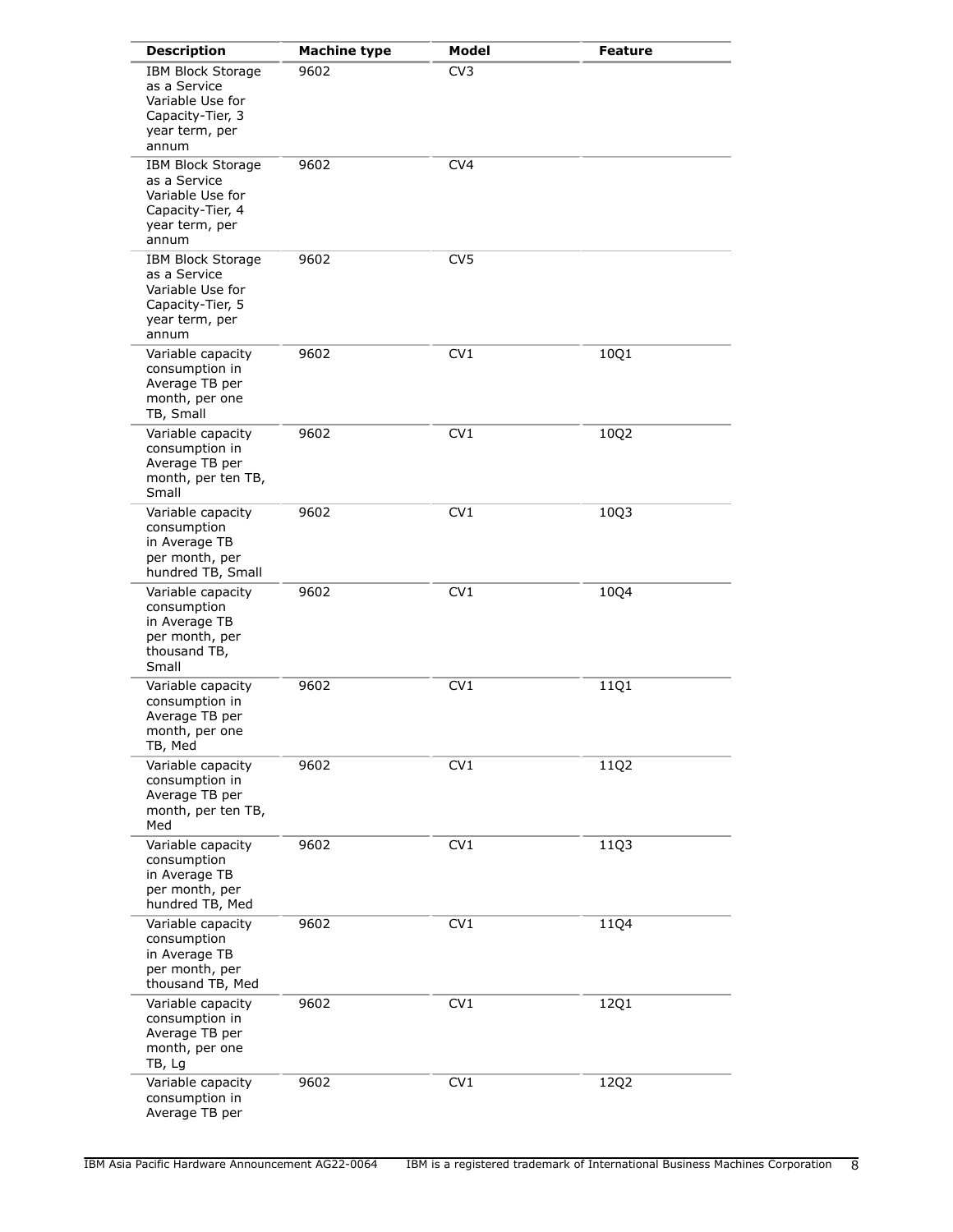| Description | Machine type | Model | Feature |
|---|---|---|---|
| IBM Block Storage as a Service Variable Use for Capacity-Tier, 3 year term, per annum | 9602 | CV3 | |
| IBM Block Storage as a Service Variable Use for Capacity-Tier, 4 year term, per annum | 9602 | CV4 | |
| IBM Block Storage as a Service Variable Use for Capacity-Tier, 5 year term, per annum | 9602 | CV5 | |
| Variable capacity consumption in Average TB per month, per one TB, Small | 9602 | CV1 | 10Q1 |
| Variable capacity consumption in Average TB per month, per ten TB, Small | 9602 | CV1 | 10Q2 |
| Variable capacity consumption in Average TB per month, per hundred TB, Small | 9602 | CV1 | 10Q3 |
| Variable capacity consumption in Average TB per month, per thousand TB, Small | 9602 | CV1 | 10Q4 |
| Variable capacity consumption in Average TB per month, per one TB, Med | 9602 | CV1 | 11Q1 |
| Variable capacity consumption in Average TB per month, per ten TB, Med | 9602 | CV1 | 11Q2 |
| Variable capacity consumption in Average TB per month, per hundred TB, Med | 9602 | CV1 | 11Q3 |
| Variable capacity consumption in Average TB per month, per thousand TB, Med | 9602 | CV1 | 11Q4 |
| Variable capacity consumption in Average TB per month, per one TB, Lg | 9602 | CV1 | 12Q1 |
| Variable capacity consumption in Average TB per | 9602 | CV1 | 12Q2 |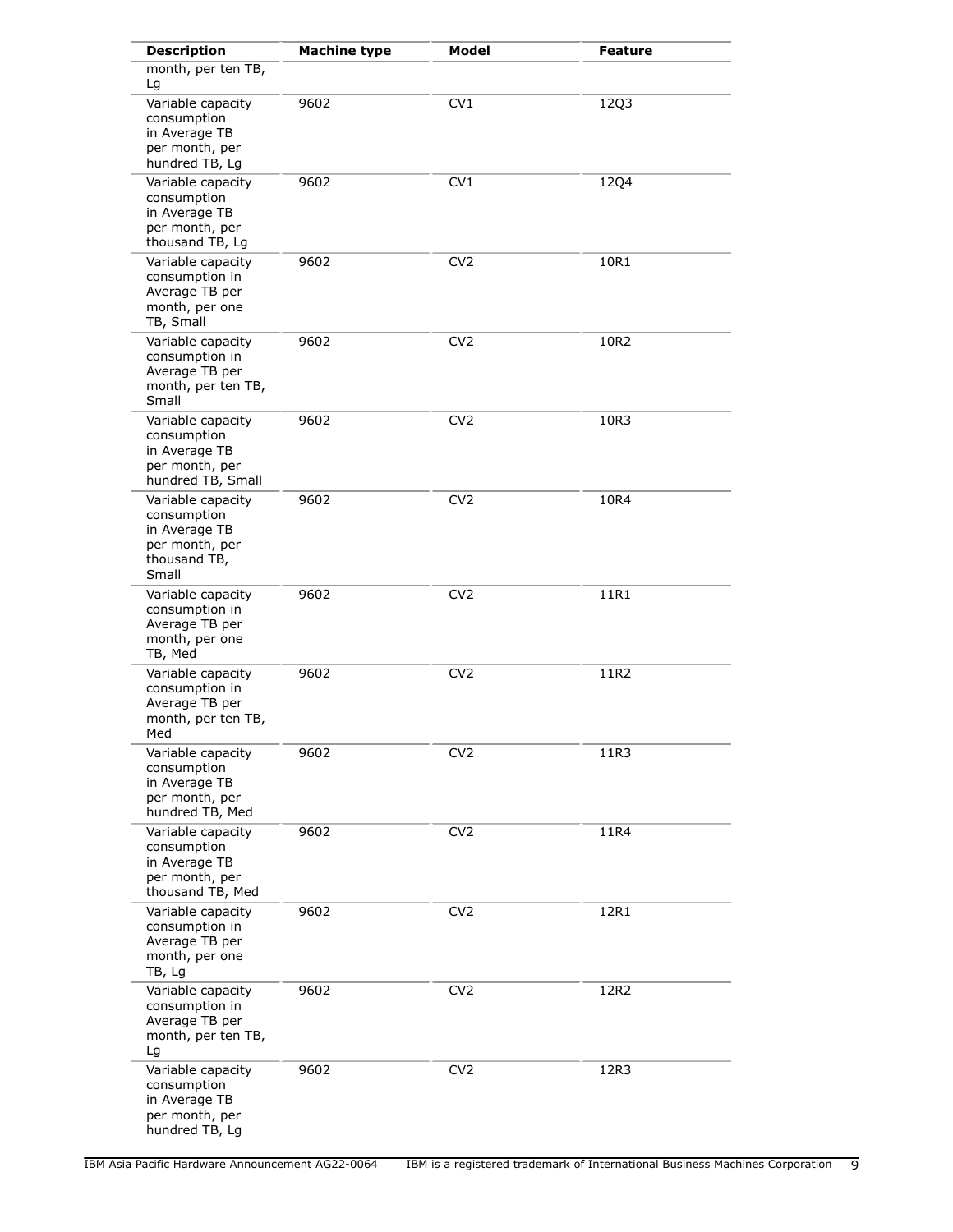| Description | Machine type | Model | Feature |
|---|---|---|---|
| month, per ten TB, Lg | | | |
| Variable capacity consumption in Average TB per month, per hundred TB, Lg | 9602 | CV1 | 12Q3 |
| Variable capacity consumption in Average TB per month, per thousand TB, Lg | 9602 | CV1 | 12Q4 |
| Variable capacity consumption in Average TB per month, per one TB, Small | 9602 | CV2 | 10R1 |
| Variable capacity consumption in Average TB per month, per ten TB, Small | 9602 | CV2 | 10R2 |
| Variable capacity consumption in Average TB per month, per hundred TB, Small | 9602 | CV2 | 10R3 |
| Variable capacity consumption in Average TB per month, per thousand TB, Small | 9602 | CV2 | 10R4 |
| Variable capacity consumption in Average TB per month, per one TB, Med | 9602 | CV2 | 11R1 |
| Variable capacity consumption in Average TB per month, per ten TB, Med | 9602 | CV2 | 11R2 |
| Variable capacity consumption in Average TB per month, per hundred TB, Med | 9602 | CV2 | 11R3 |
| Variable capacity consumption in Average TB per month, per thousand TB, Med | 9602 | CV2 | 11R4 |
| Variable capacity consumption in Average TB per month, per one TB, Lg | 9602 | CV2 | 12R1 |
| Variable capacity consumption in Average TB per month, per ten TB, Lg | 9602 | CV2 | 12R2 |
| Variable capacity consumption in Average TB per month, per hundred TB, Lg | 9602 | CV2 | 12R3 |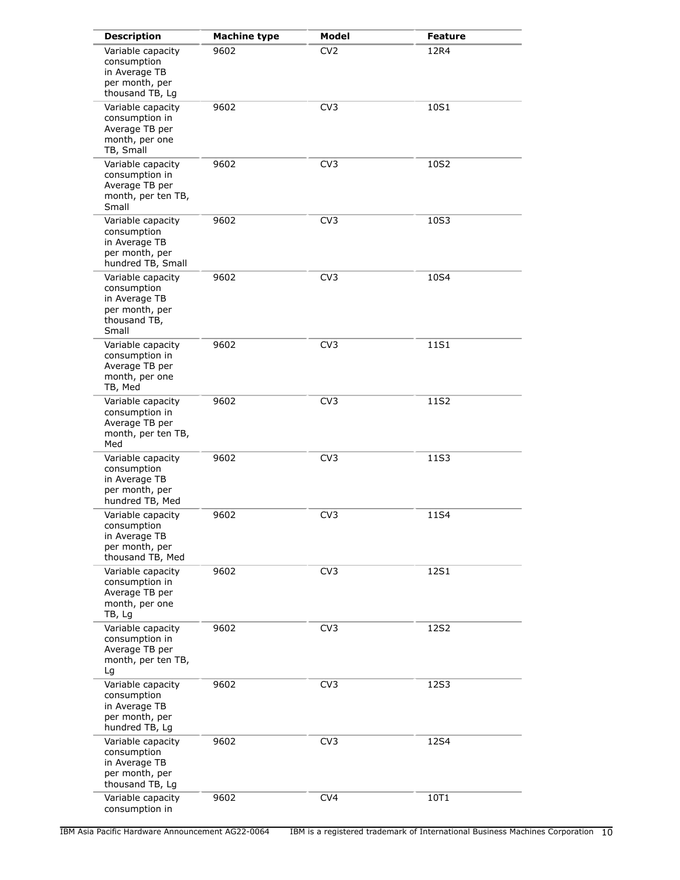| Description | Machine type | Model | Feature |
| --- | --- | --- | --- |
| Variable capacity consumption in Average TB per month, per thousand TB, Lg | 9602 | CV2 | 12R4 |
| Variable capacity consumption in Average TB per month, per one TB, Small | 9602 | CV3 | 10S1 |
| Variable capacity consumption in Average TB per month, per ten TB, Small | 9602 | CV3 | 10S2 |
| Variable capacity consumption in Average TB per month, per hundred TB, Small | 9602 | CV3 | 10S3 |
| Variable capacity consumption in Average TB per month, per thousand TB, Small | 9602 | CV3 | 10S4 |
| Variable capacity consumption in Average TB per month, per one TB, Med | 9602 | CV3 | 11S1 |
| Variable capacity consumption in Average TB per month, per ten TB, Med | 9602 | CV3 | 11S2 |
| Variable capacity consumption in Average TB per month, per hundred TB, Med | 9602 | CV3 | 11S3 |
| Variable capacity consumption in Average TB per month, per thousand TB, Med | 9602 | CV3 | 11S4 |
| Variable capacity consumption in Average TB per month, per one TB, Lg | 9602 | CV3 | 12S1 |
| Variable capacity consumption in Average TB per month, per ten TB, Lg | 9602 | CV3 | 12S2 |
| Variable capacity consumption in Average TB per month, per hundred TB, Lg | 9602 | CV3 | 12S3 |
| Variable capacity consumption in Average TB per month, per thousand TB, Lg | 9602 | CV3 | 12S4 |
| Variable capacity consumption in | 9602 | CV4 | 10T1 |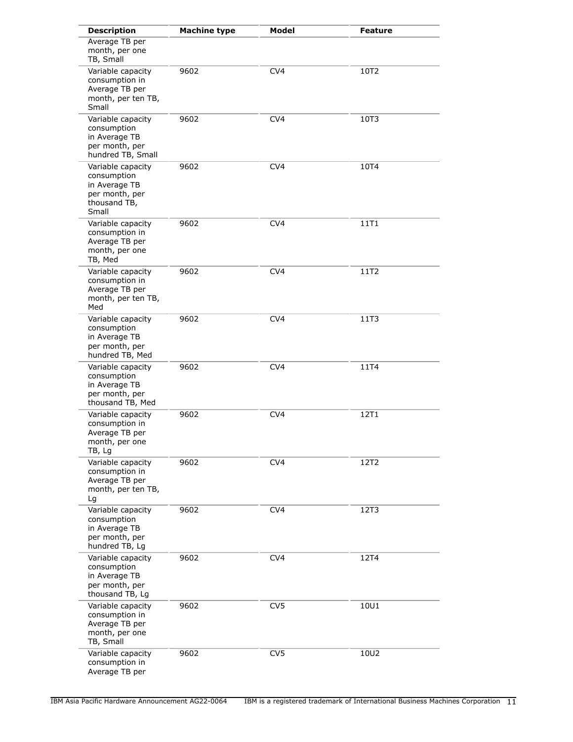| Description | Machine type | Model | Feature |
| --- | --- | --- | --- |
| Average TB per month, per one TB, Small | | | |
| Variable capacity consumption in Average TB per month, per ten TB, Small | 9602 | CV4 | 10T2 |
| Variable capacity consumption in Average TB per month, per hundred TB, Small | 9602 | CV4 | 10T3 |
| Variable capacity consumption in Average TB per month, per thousand TB, Small | 9602 | CV4 | 10T4 |
| Variable capacity consumption in Average TB per month, per one TB, Med | 9602 | CV4 | 11T1 |
| Variable capacity consumption in Average TB per month, per ten TB, Med | 9602 | CV4 | 11T2 |
| Variable capacity consumption in Average TB per month, per hundred TB, Med | 9602 | CV4 | 11T3 |
| Variable capacity consumption in Average TB per month, per thousand TB, Med | 9602 | CV4 | 11T4 |
| Variable capacity consumption in Average TB per month, per one TB, Lg | 9602 | CV4 | 12T1 |
| Variable capacity consumption in Average TB per month, per ten TB, Lg | 9602 | CV4 | 12T2 |
| Variable capacity consumption in Average TB per month, per hundred TB, Lg | 9602 | CV4 | 12T3 |
| Variable capacity consumption in Average TB per month, per thousand TB, Lg | 9602 | CV4 | 12T4 |
| Variable capacity consumption in Average TB per month, per one TB, Small | 9602 | CV5 | 10U1 |
| Variable capacity consumption in Average TB per | 9602 | CV5 | 10U2 |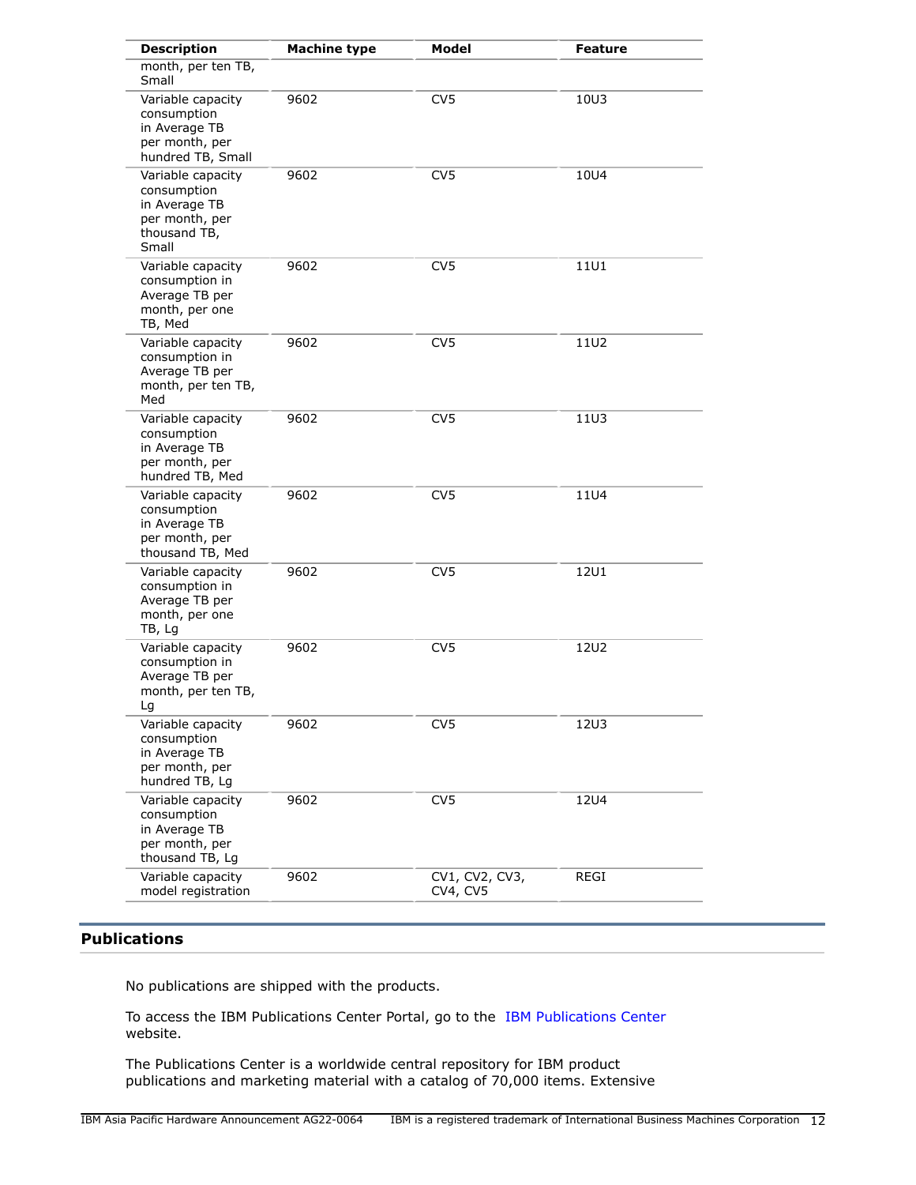| Description | Machine type | Model | Feature |
|---|---|---|---|
| month, per ten TB, Small | | | |
| Variable capacity consumption in Average TB per month, per hundred TB, Small | 9602 | CV5 | 10U3 |
| Variable capacity consumption in Average TB per month, per thousand TB, Small | 9602 | CV5 | 10U4 |
| Variable capacity consumption in Average TB per month, per one TB, Med | 9602 | CV5 | 11U1 |
| Variable capacity consumption in Average TB per month, per ten TB, Med | 9602 | CV5 | 11U2 |
| Variable capacity consumption in Average TB per month, per hundred TB, Med | 9602 | CV5 | 11U3 |
| Variable capacity consumption in Average TB per month, per thousand TB, Med | 9602 | CV5 | 11U4 |
| Variable capacity consumption in Average TB per month, per one TB, Lg | 9602 | CV5 | 12U1 |
| Variable capacity consumption in Average TB per month, per ten TB, Lg | 9602 | CV5 | 12U2 |
| Variable capacity consumption in Average TB per month, per hundred TB, Lg | 9602 | CV5 | 12U3 |
| Variable capacity consumption in Average TB per month, per thousand TB, Lg | 9602 | CV5 | 12U4 |
| Variable capacity model registration | 9602 | CV1, CV2, CV3, CV4, CV5 | REGI |

## Publications

No publications are shipped with the products.

To access the IBM Publications Center Portal, go to the IBM Publications Center website.

The Publications Center is a worldwide central repository for IBM product publications and marketing material with a catalog of 70,000 items. Extensive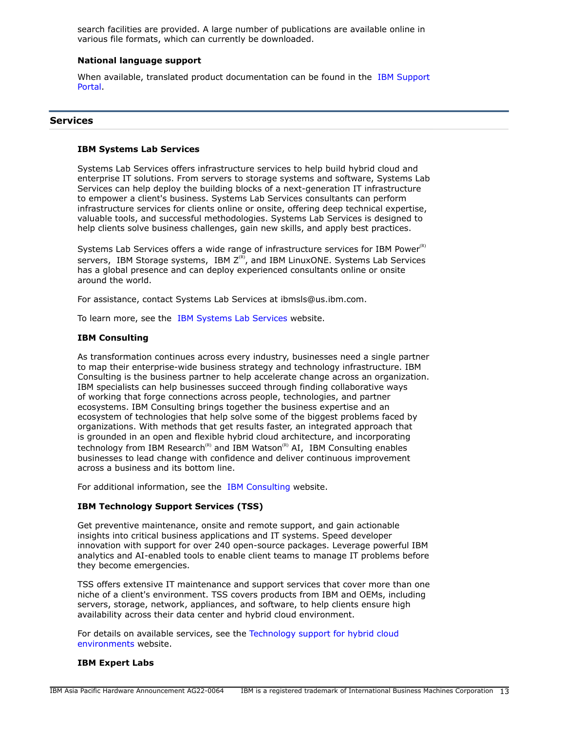search facilities are provided. A large number of publications are available online in various file formats, which can currently be downloaded.

**National language support**

When available, translated product documentation can be found in the IBM Support Portal.

## Services

### IBM Systems Lab Services

Systems Lab Services offers infrastructure services to help build hybrid cloud and enterprise IT solutions. From servers to storage systems and software, Systems Lab Services can help deploy the building blocks of a next-generation IT infrastructure to empower a client's business. Systems Lab Services consultants can perform infrastructure services for clients online or onsite, offering deep technical expertise, valuable tools, and successful methodologies. Systems Lab Services is designed to help clients solve business challenges, gain new skills, and apply best practices.

Systems Lab Services offers a wide range of infrastructure services for IBM Power(R) servers, IBM Storage systems, IBM Z(R), and IBM LinuxONE. Systems Lab Services has a global presence and can deploy experienced consultants online or onsite around the world.

For assistance, contact Systems Lab Services at ibmsls@us.ibm.com.

To learn more, see the IBM Systems Lab Services website.

### IBM Consulting

As transformation continues across every industry, businesses need a single partner to map their enterprise-wide business strategy and technology infrastructure. IBM Consulting is the business partner to help accelerate change across an organization. IBM specialists can help businesses succeed through finding collaborative ways of working that forge connections across people, technologies, and partner ecosystems. IBM Consulting brings together the business expertise and an ecosystem of technologies that help solve some of the biggest problems faced by organizations. With methods that get results faster, an integrated approach that is grounded in an open and flexible hybrid cloud architecture, and incorporating technology from IBM Research(R) and IBM Watson(R) AI, IBM Consulting enables businesses to lead change with confidence and deliver continuous improvement across a business and its bottom line.

For additional information, see the IBM Consulting website.

### IBM Technology Support Services (TSS)

Get preventive maintenance, onsite and remote support, and gain actionable insights into critical business applications and IT systems. Speed developer innovation with support for over 240 open-source packages. Leverage powerful IBM analytics and AI-enabled tools to enable client teams to manage IT problems before they become emergencies.

TSS offers extensive IT maintenance and support services that cover more than one niche of a client's environment. TSS covers products from IBM and OEMs, including servers, storage, network, appliances, and software, to help clients ensure high availability across their data center and hybrid cloud environment.

For details on available services, see the Technology support for hybrid cloud environments website.

### IBM Expert Labs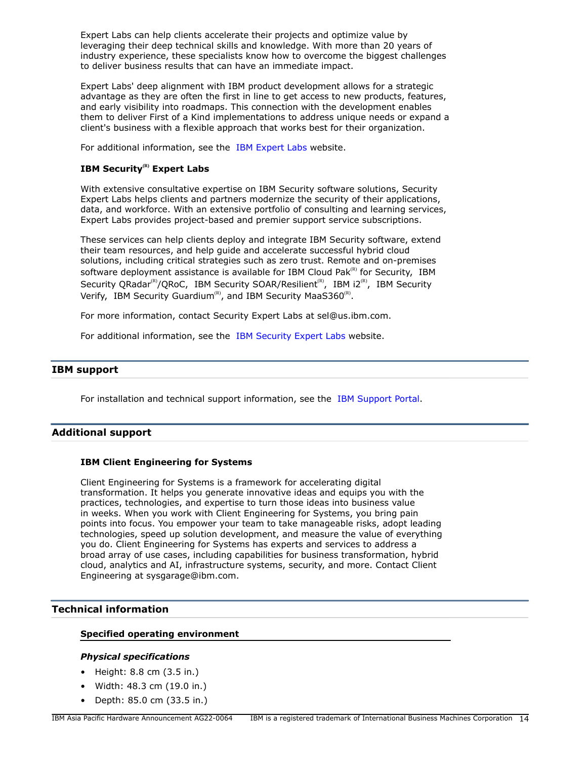Expert Labs can help clients accelerate their projects and optimize value by leveraging their deep technical skills and knowledge. With more than 20 years of industry experience, these specialists know how to overcome the biggest challenges to deliver business results that can have an immediate impact.

Expert Labs' deep alignment with IBM product development allows for a strategic advantage as they are often the first in line to get access to new products, features, and early visibility into roadmaps. This connection with the development enables them to deliver First of a Kind implementations to address unique needs or expand a client's business with a flexible approach that works best for their organization.

For additional information, see the IBM Expert Labs website.

**IBM Security(R) Expert Labs**

With extensive consultative expertise on IBM Security software solutions, Security Expert Labs helps clients and partners modernize the security of their applications, data, and workforce. With an extensive portfolio of consulting and learning services, Expert Labs provides project-based and premier support service subscriptions.

These services can help clients deploy and integrate IBM Security software, extend their team resources, and help guide and accelerate successful hybrid cloud solutions, including critical strategies such as zero trust. Remote and on-premises software deployment assistance is available for IBM Cloud Pak(R) for Security, IBM Security QRadar(R)/QRoC, IBM Security SOAR/Resilient(R), IBM i2(R), IBM Security Verify, IBM Security Guardium(R), and IBM Security MaaS360(R).

For more information, contact Security Expert Labs at sel@us.ibm.com.

For additional information, see the IBM Security Expert Labs website.

## IBM support

For installation and technical support information, see the IBM Support Portal.

## Additional support

**IBM Client Engineering for Systems**

Client Engineering for Systems is a framework for accelerating digital transformation. It helps you generate innovative ideas and equips you with the practices, technologies, and expertise to turn those ideas into business value in weeks. When you work with Client Engineering for Systems, you bring pain points into focus. You empower your team to take manageable risks, adopt leading technologies, speed up solution development, and measure the value of everything you do. Client Engineering for Systems has experts and services to address a broad array of use cases, including capabilities for business transformation, hybrid cloud, analytics and AI, infrastructure systems, security, and more. Contact Client Engineering at sysgarage@ibm.com.

## Technical information

### Specified operating environment

***Physical specifications***

- Height: 8.8 cm (3.5 in.)
- Width: 48.3 cm (19.0 in.)
- Depth: 85.0 cm (33.5 in.)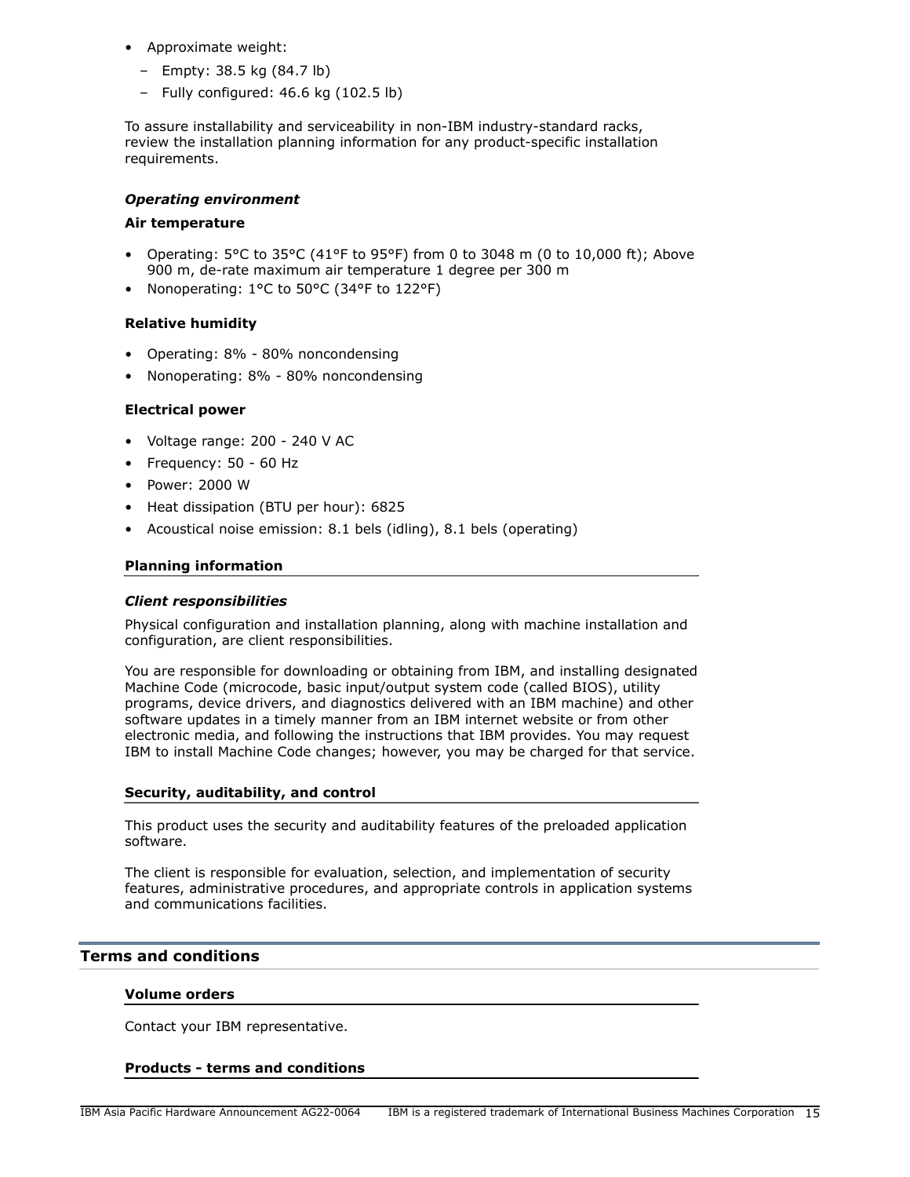- Approximate weight:
  - Empty: 38.5 kg (84.7 lb)
  - Fully configured: 46.6 kg (102.5 lb)

To assure installability and serviceability in non-IBM industry-standard racks, review the installation planning information for any product-specific installation requirements.

*Operating environment*

**Air temperature**

- Operating: 5°C to 35°C (41°F to 95°F) from 0 to 3048 m (0 to 10,000 ft); Above 900 m, de-rate maximum air temperature 1 degree per 300 m
- Nonoperating: 1°C to 50°C (34°F to 122°F)

**Relative humidity**

- Operating: 8% - 80% noncondensing
- Nonoperating: 8% - 80% noncondensing

**Electrical power**

- Voltage range: 200 - 240 V AC
- Frequency: 50 - 60 Hz
- Power: 2000 W
- Heat dissipation (BTU per hour): 6825
- Acoustical noise emission: 8.1 bels (idling), 8.1 bels (operating)

### Planning information

*Client responsibilities*

Physical configuration and installation planning, along with machine installation and configuration, are client responsibilities.

You are responsible for downloading or obtaining from IBM, and installing designated Machine Code (microcode, basic input/output system code (called BIOS), utility programs, device drivers, and diagnostics delivered with an IBM machine) and other software updates in a timely manner from an IBM internet website or from other electronic media, and following the instructions that IBM provides. You may request IBM to install Machine Code changes; however, you may be charged for that service.

### Security, auditability, and control

This product uses the security and auditability features of the preloaded application software.

The client is responsible for evaluation, selection, and implementation of security features, administrative procedures, and appropriate controls in application systems and communications facilities.

## Terms and conditions

### Volume orders

Contact your IBM representative.

### Products - terms and conditions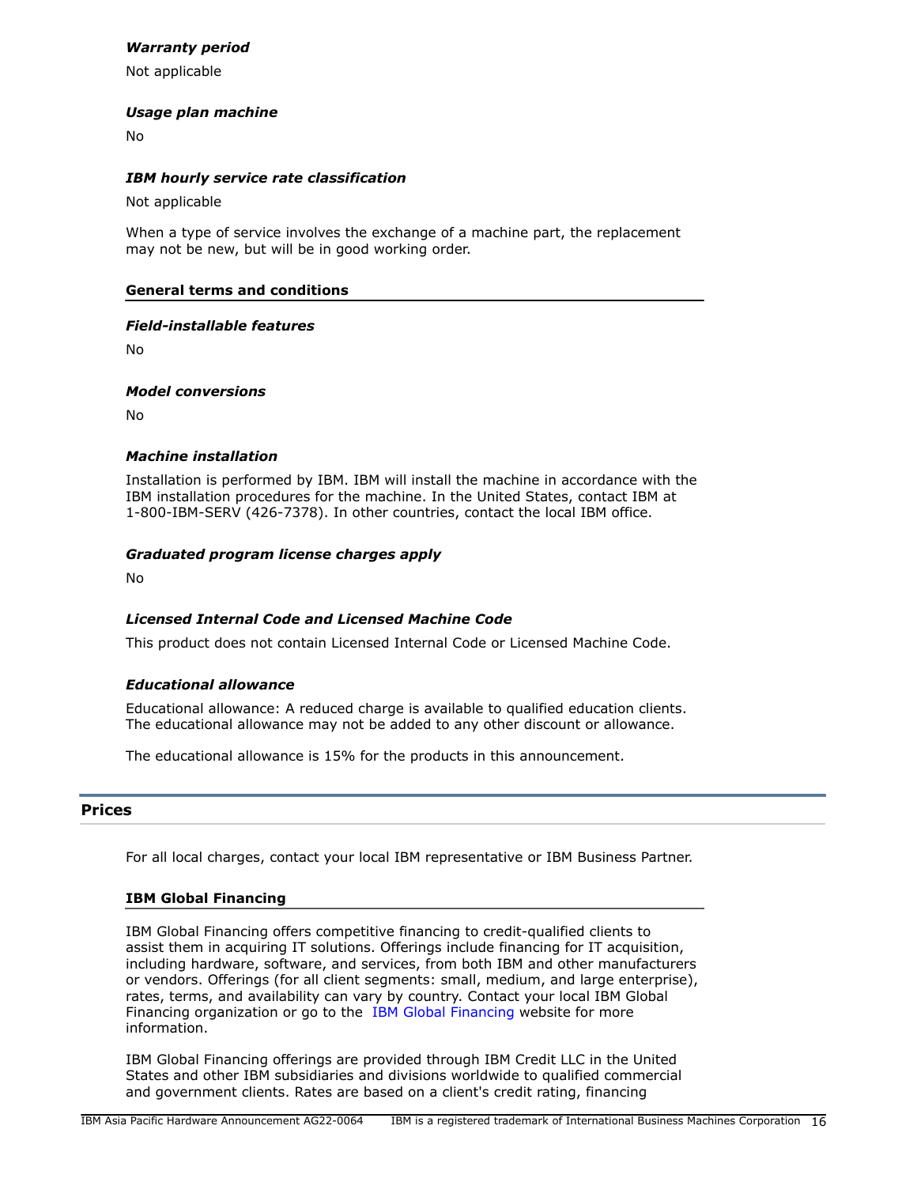### *Warranty period*

Not applicable

### *Usage plan machine*

No

### *IBM hourly service rate classification*

Not applicable

When a type of service involves the exchange of a machine part, the replacement may not be new, but will be in good working order.

### General terms and conditions

### *Field-installable features*

No

### *Model conversions*

No

### *Machine installation*

Installation is performed by IBM. IBM will install the machine in accordance with the IBM installation procedures for the machine. In the United States, contact IBM at 1-800-IBM-SERV (426-7378). In other countries, contact the local IBM office.

### *Graduated program license charges apply*

No

### *Licensed Internal Code and Licensed Machine Code*

This product does not contain Licensed Internal Code or Licensed Machine Code.

### *Educational allowance*

Educational allowance: A reduced charge is available to qualified education clients. The educational allowance may not be added to any other discount or allowance.

The educational allowance is 15% for the products in this announcement.

## Prices

For all local charges, contact your local IBM representative or IBM Business Partner.

### IBM Global Financing

IBM Global Financing offers competitive financing to credit-qualified clients to assist them in acquiring IT solutions. Offerings include financing for IT acquisition, including hardware, software, and services, from both IBM and other manufacturers or vendors. Offerings (for all client segments: small, medium, and large enterprise), rates, terms, and availability can vary by country. Contact your local IBM Global Financing organization or go to the IBM Global Financing website for more information.

IBM Global Financing offerings are provided through IBM Credit LLC in the United States and other IBM subsidiaries and divisions worldwide to qualified commercial and government clients. Rates are based on a client's credit rating, financing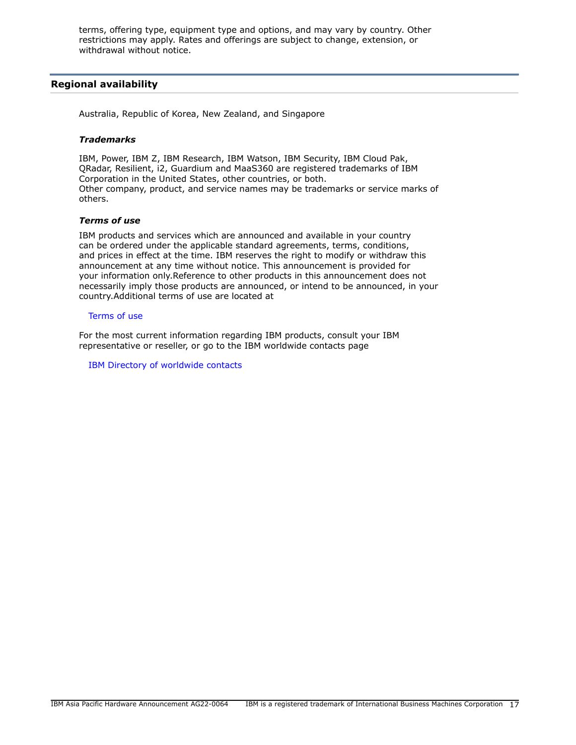terms, offering type, equipment type and options, and may vary by country. Other restrictions may apply. Rates and offerings are subject to change, extension, or withdrawal without notice.

## Regional availability

Australia, Republic of Korea, New Zealand, and Singapore

### *Trademarks*

IBM, Power, IBM Z, IBM Research, IBM Watson, IBM Security, IBM Cloud Pak, QRadar, Resilient, i2, Guardium and MaaS360 are registered trademarks of IBM Corporation in the United States, other countries, or both.
Other company, product, and service names may be trademarks or service marks of others.

### *Terms of use*

IBM products and services which are announced and available in your country can be ordered under the applicable standard agreements, terms, conditions, and prices in effect at the time. IBM reserves the right to modify or withdraw this announcement at any time without notice. This announcement is provided for your information only.Reference to other products in this announcement does not necessarily imply those products are announced, or intend to be announced, in your country.Additional terms of use are located at

Terms of use

For the most current information regarding IBM products, consult your IBM representative or reseller, or go to the IBM worldwide contacts page

IBM Directory of worldwide contacts